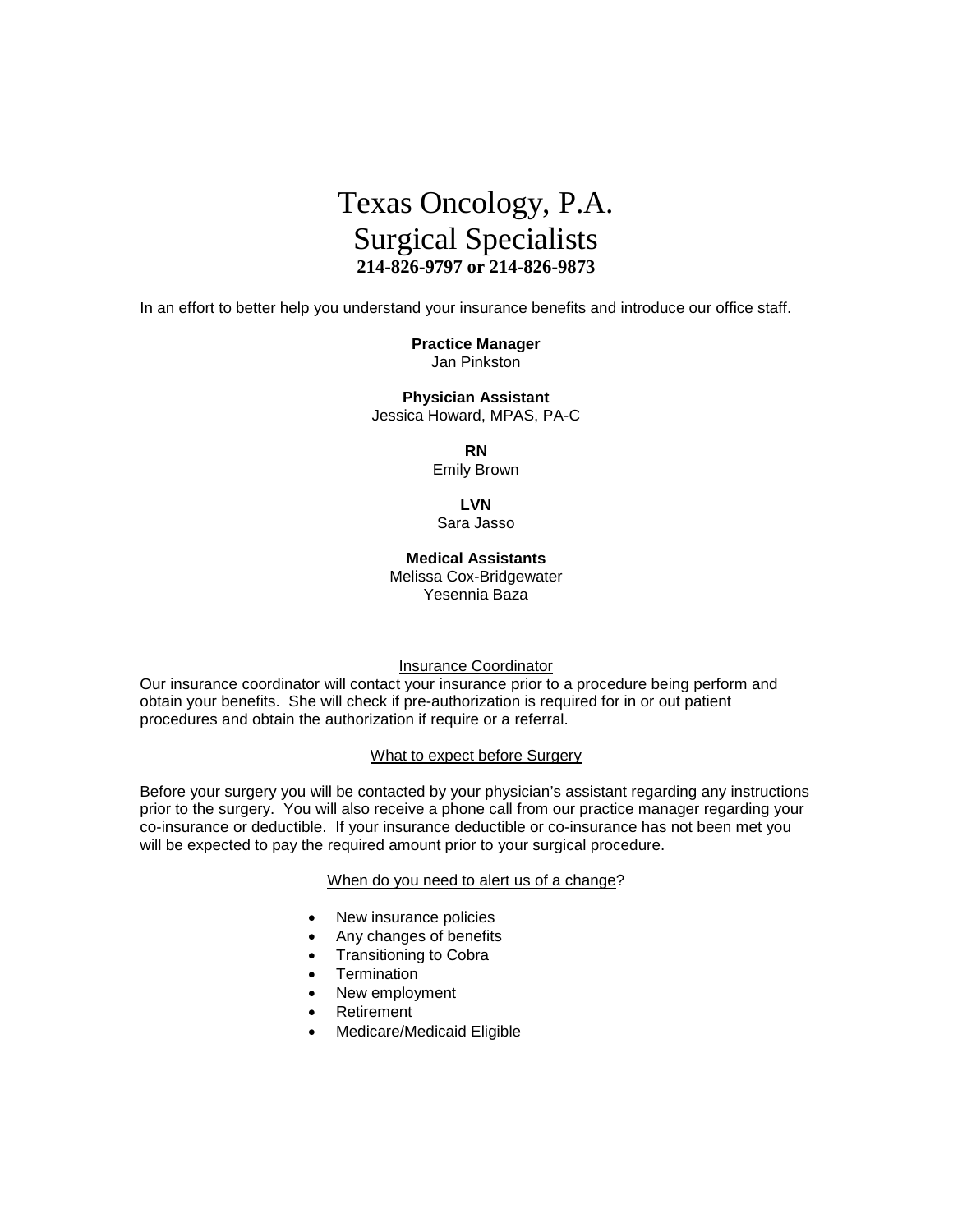# Texas Oncology, P.A.
# Surgical Specialists
**214-826-9797 or 214-826-9873**

In an effort to better help you understand your insurance benefits and introduce our office staff.

**Practice Manager**
Jan Pinkston

**Physician Assistant**
Jessica Howard, MPAS, PA-C

**RN**
Emily Brown

**LVN**
Sara Jasso

**Medical Assistants**
Melissa Cox-Bridgewater
Yesennia Baza

<u>Insurance Coordinator</u>

Our insurance coordinator will contact your insurance prior to a procedure being perform and obtain your benefits. She will check if pre-authorization is required for in or out patient procedures and obtain the authorization if require or a referral.

<u>What to expect before Surgery</u>

Before your surgery you will be contacted by your physician's assistant regarding any instructions prior to the surgery. You will also receive a phone call from our practice manager regarding your co-insurance or deductible. If your insurance deductible or co-insurance has not been met you will be expected to pay the required amount prior to your surgical procedure.

<u>When do you need to alert us of a change</u>?

- New insurance policies
- Any changes of benefits
- Transitioning to Cobra
- Termination
- New employment
- Retirement
- Medicare/Medicaid Eligible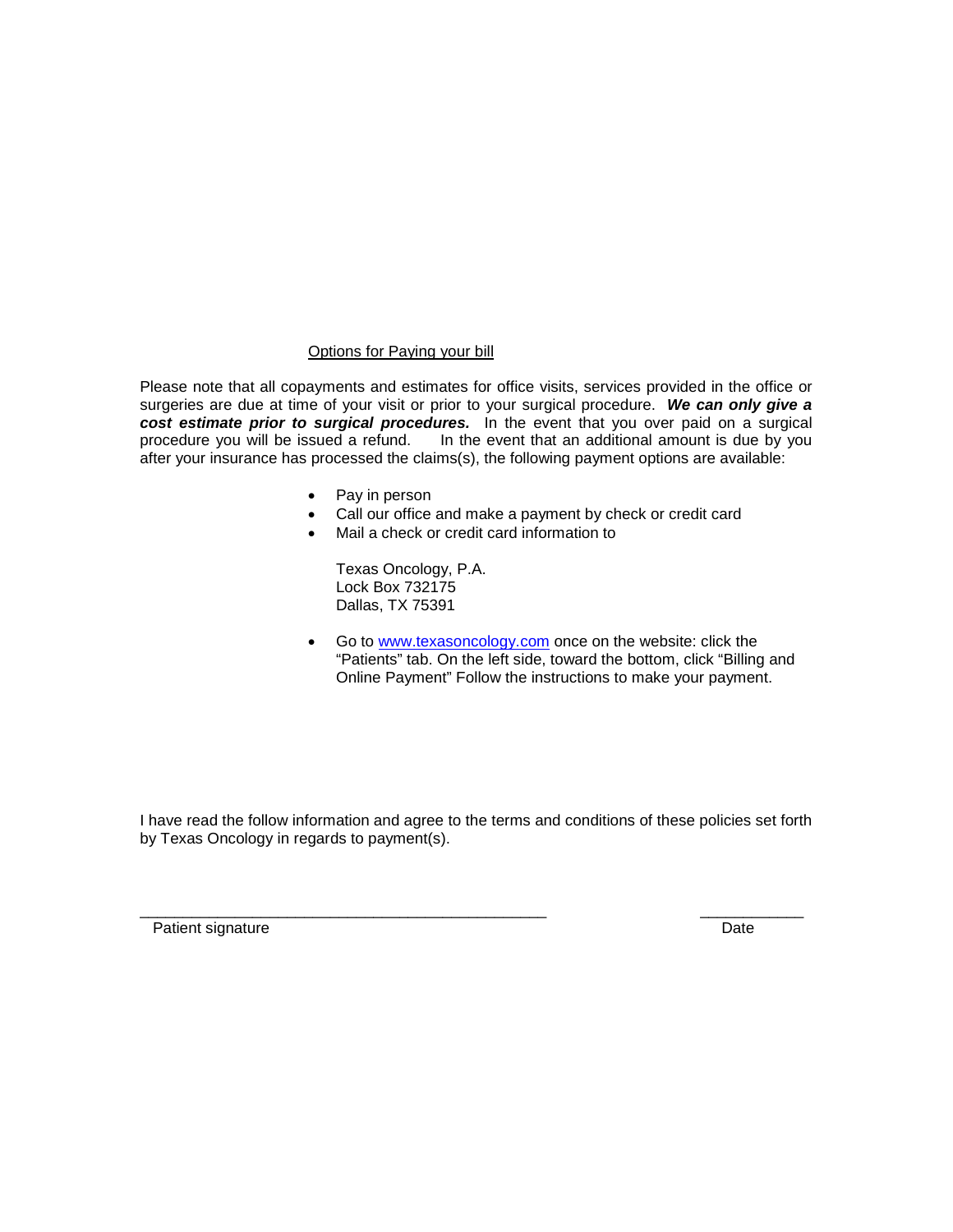## Options for Paying your bill

Please note that all copayments and estimates for office visits, services provided in the office or surgeries are due at time of your visit or prior to your surgical procedure. ***We can only give a cost estimate prior to surgical procedures.*** In the event that you over paid on a surgical procedure you will be issued a refund. In the event that an additional amount is due by you after your insurance has processed the claims(s), the following payment options are available:

- Pay in person
- Call our office and make a payment by check or credit card
- Mail a check or credit card information to

  Texas Oncology, P.A.
  Lock Box 732175
  Dallas, TX 75391

- Go to www.texasoncology.com once on the website: click the "Patients" tab. On the left side, toward the bottom, click "Billing and Online Payment" Follow the instructions to make your payment.

I have read the follow information and agree to the terms and conditions of these policies set forth by Texas Oncology in regards to payment(s).

_______________________________________________ ____________

Patient signature Date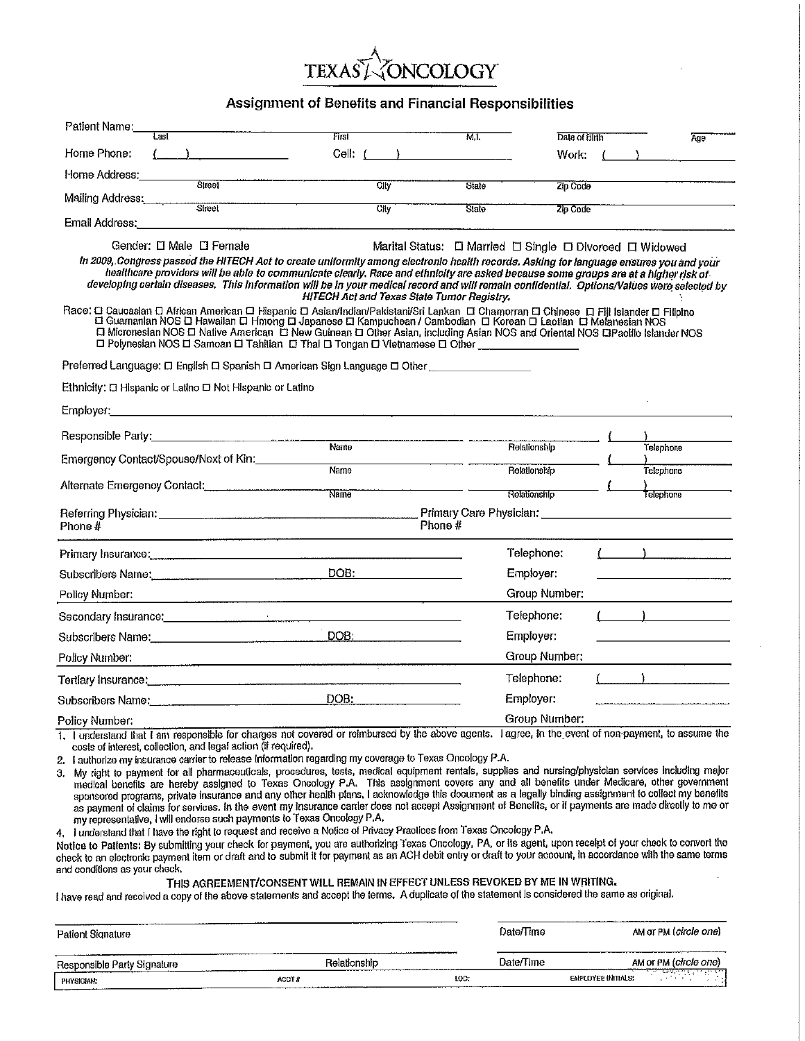# TEXAS ONCOLOGY

## Assignment of Benefits and Financial Responsibilities

Patient Name: ______________________ Last ______________________ First ____________ M.I. ____________ Date of Birth ____________ Age

Home Phone: ( ) ______________ Cell: ( ) ______________ Work: ( ) ______________

Home Address: ______________________ Street ______________ City ______ State ______ Zip Code

Mailing Address: ______________________ Street ______________ City ______ State ______ Zip Code

Email Address: ______________________________________________

Gender: ☐ Male ☐ Female    Marital Status: ☐ Married ☐ Single ☐ Divorced ☐ Widowed

***In 2009, Congress passed the HITECH Act to create uniformity among electronic health records. Asking for language ensures you and your healthcare providers will be able to communicate clearly. Race and ethnicity are asked because some groups are at a higher risk of developing certain diseases. This information will be in your medical record and will remain confidential. Options/Values were selected by HITECH Act and Texas State Tumor Registry.***

Race: ☐ Caucasian ☐ African American ☐ Hispanic ☐ Asian/Indian/Pakistani/Sri Lankan ☐ Chamorran ☐ Chinese ☐ Fiji Islander ☐ Filipino ☐ Guamanian NOS ☐ Hawaiian ☐ Hmong ☐ Japanese ☐ Kampuchean / Cambodian ☐ Korean ☐ Laotian ☐ Melanesian NOS ☐ Micronesian NOS ☐ Native American ☐ New Guinean ☐ Other Asian, including Asian NOS and Oriental NOS ☐ Pacific Islander NOS ☐ Polynesian NOS ☐ Samoan ☐ Tahitian ☐ Thai ☐ Tongan ☐ Vietnamese ☐ Other ______________

Preferred Language: ☐ English ☐ Spanish ☐ American Sign Language ☐ Other ______________

Ethnicity: ☐ Hispanic or Latino ☐ Not Hispanic or Latino

Employer: ______________________________________________

Responsible Party: ______________________ Name ______________ Relationship ( ) ______________ Telephone

Emergency Contact/Spouse/Next of Kin: ______________________ Name ______________ Relationship ( ) ______________ Telephone

Alternate Emergency Contact: ______________________ Name ______________ Relationship ( ) ______________ Telephone

Referring Physician: ______________________ Phone # ______________    Primary Care Physician: ______________________ Phone # ______________

Primary Insurance: ______________________    Telephone: ( ) ______________

Subscribers Name: ______________ DOB: ______________    Employer: ______________

Policy Number: ______________________    Group Number: ______________

Secondary Insurance: ______________________    Telephone: ( ) ______________

Subscribers Name: ______________ DOB: ______________    Employer: ______________

Policy Number: ______________________    Group Number: ______________

Tertiary Insurance: ______________________    Telephone: ( ) ______________

Subscribers Name: ______________ DOB: ______________    Employer: ______________

Policy Number: ______________________    Group Number: ______________

1. I understand that I am responsible for charges not covered or reimbursed by the above agents. I agree, in the event of non-payment, to assume the costs of interest, collection, and legal action (if required).
2. I authorize my insurance carrier to release information regarding my coverage to Texas Oncology P.A.
3. My right to payment for all pharmaceuticals, procedures, tests, medical equipment rentals, supplies and nursing/physician services including major medical benefits are hereby assigned to Texas Oncology P.A. This assignment covers any and all benefits under Medicare, other government sponsored programs, private insurance and any other health plans. I acknowledge this document as a legally binding assignment to collect my benefits as payment of claims for services. In the event my insurance carrier does not accept Assignment of Benefits, or if payments are made directly to me or my representative, I will endorse such payments to Texas Oncology P.A.
4. I understand that I have the right to request and receive a Notice of Privacy Practices from Texas Oncology P.A.

Notice to Patients: By submitting your check for payment, you are authorizing Texas Oncology, PA, or its agent, upon receipt of your check to convert the check to an electronic payment item or draft and to submit it for payment as an ACH debit entry or draft to your account, in accordance with the same terms and conditions as your check.

**THIS AGREEMENT/CONSENT WILL REMAIN IN EFFECT UNLESS REVOKED BY ME IN WRITING.**

I have read and received a copy of the above statements and accept the terms. A duplicate of the statement is considered the same as original.

______________________ Patient Signature    ______________ Date/Time    AM or PM (*circle one*)

______________________ Responsible Party Signature    ______________ Relationship    ______________ Date/Time    AM or PM (*circle one*)

| PHYSICIAN: | ACCT # | LOC: | EMPLOYEE INITIALS: |
|---|---|---|---|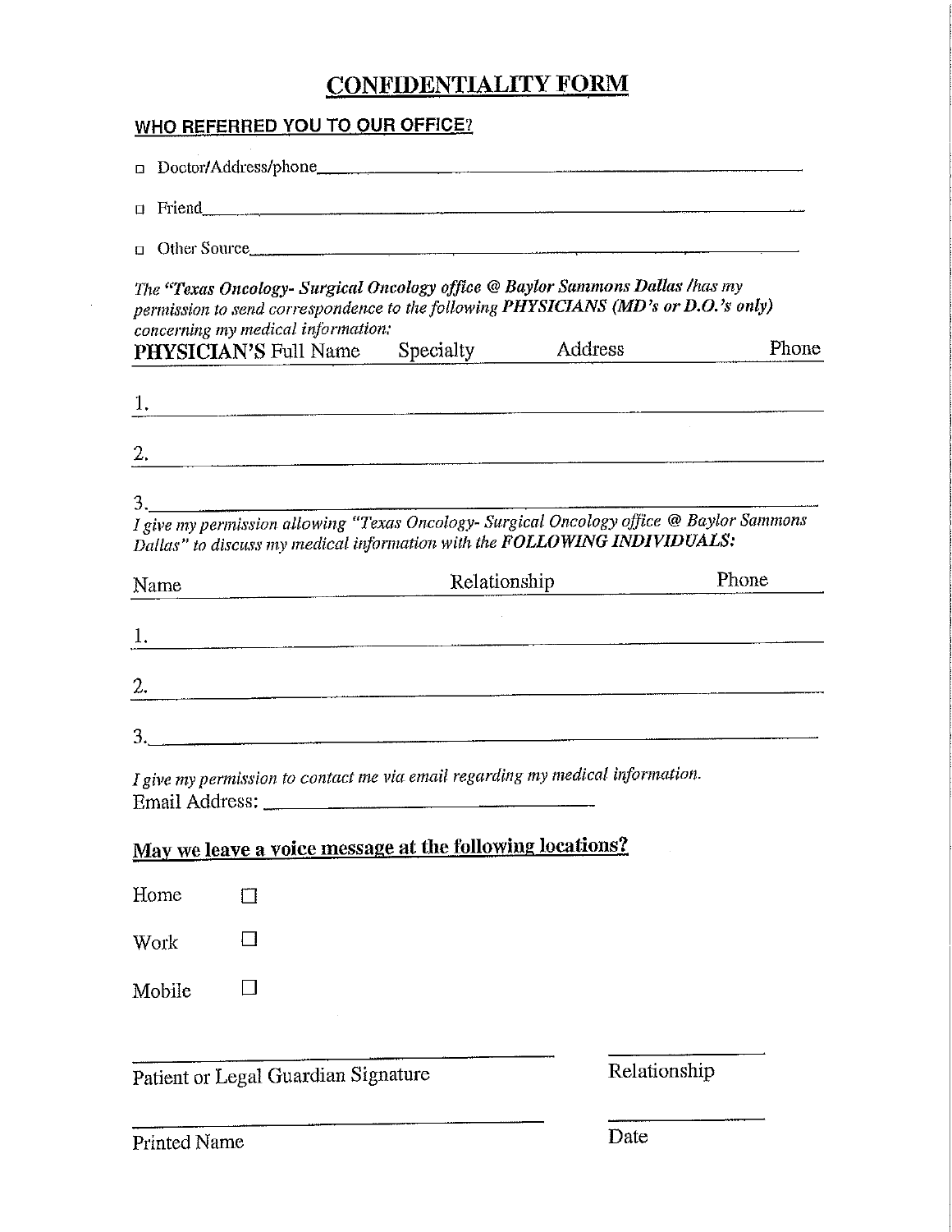# CONFIDENTIALITY FORM

## WHO REFERRED YOU TO OUR OFFICE?

- ☐ Doctor/Address/phone\_\_\_\_\_\_\_\_\_\_\_\_\_\_\_\_\_\_\_\_\_\_\_\_\_\_\_\_\_\_\_\_\_\_\_\_\_\_\_\_
- ☐ Friend\_\_\_\_\_\_\_\_\_\_\_\_\_\_\_\_\_\_\_\_\_\_\_\_\_\_\_\_\_\_\_\_\_\_\_\_\_\_\_\_\_\_\_\_\_\_\_\_
- ☐ Other Source\_\_\_\_\_\_\_\_\_\_\_\_\_\_\_\_\_\_\_\_\_\_\_\_\_\_\_\_\_\_\_\_\_\_\_\_\_\_\_\_\_\_\_

*The "Texas Oncology- Surgical Oncology office @ Baylor Sammons Dallas /has my permission to send correspondence to the following* ***PHYSICIANS (MD's or D.O.'s only)*** *concerning my medical information:*

| **PHYSICIAN'S** Full Name | Specialty | Address | Phone |
|---|---|---|---|
| 1. | | | |
| 2. | | | |
| 3. | | | |

*I give my permission allowing "Texas Oncology- Surgical Oncology office @ Baylor Sammons Dallas" to discuss my medical information with the* ***FOLLOWING INDIVIDUALS:***

| Name | Relationship | Phone |
|---|---|---|
| 1. | | |
| 2. | | |
| 3. | | |

*I give my permission to contact me via email regarding my medical information.*

Email Address: \_\_\_\_\_\_\_\_\_\_\_\_\_\_\_\_\_\_\_\_\_\_\_\_\_\_\_\_\_\_\_\_

## May we leave a voice message at the following locations?

- Home ☐
- Work ☐
- Mobile ☐

\_\_\_\_\_\_\_\_\_\_\_\_\_\_\_\_\_\_\_\_\_\_\_\_\_\_\_\_\_\_\_\_\_\_\_\_ \_\_\_\_\_\_\_\_\_\_\_\_\_\_\_\_
Patient or Legal Guardian Signature Relationship

\_\_\_\_\_\_\_\_\_\_\_\_\_\_\_\_\_\_\_\_\_\_\_\_\_\_\_\_\_\_\_\_\_\_\_\_ \_\_\_\_\_\_\_\_\_\_\_\_\_\_\_\_
Printed Name Date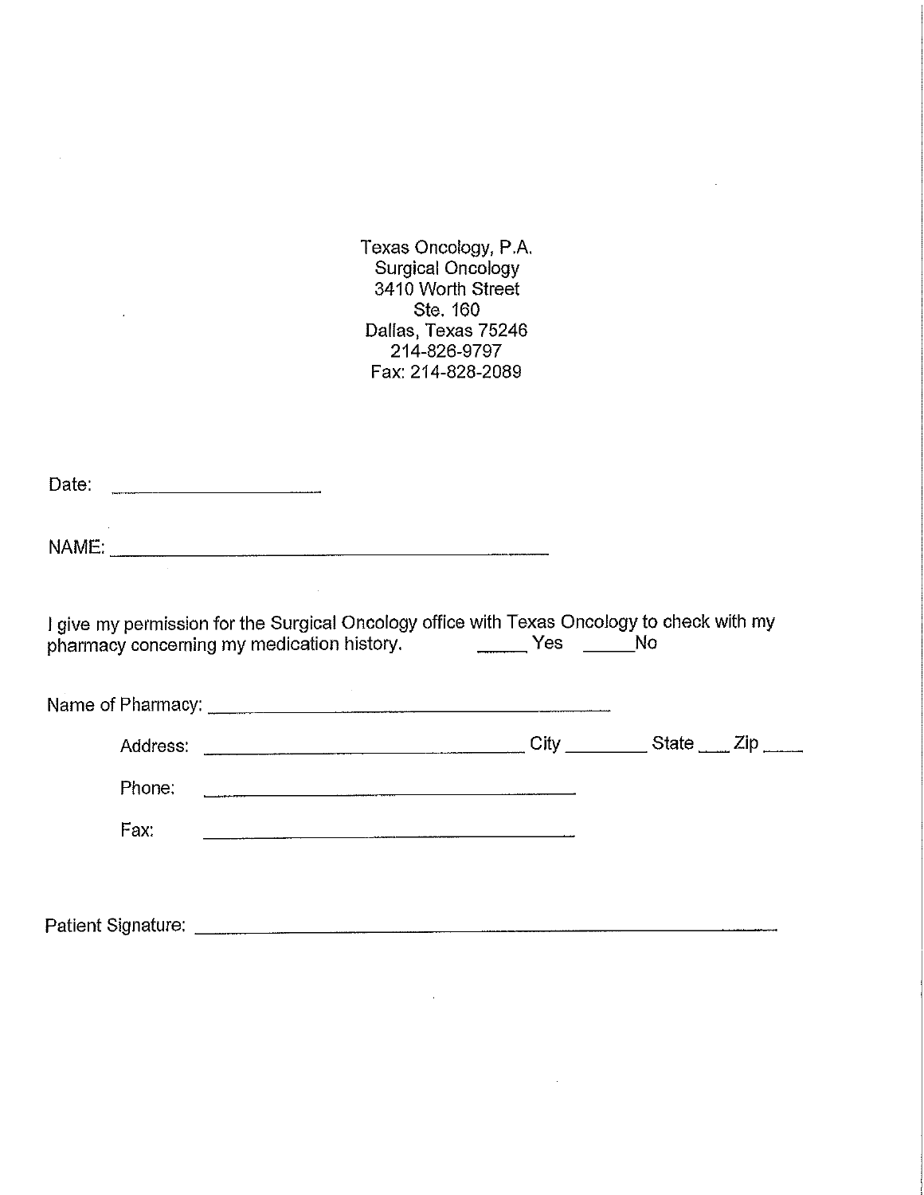Texas Oncology, P.A.
Surgical Oncology
3410 Worth Street
Ste. 160
Dallas, Texas 75246
214-826-9797
Fax: 214-828-2089

Date: ____________________

NAME: ____________________________________________

I give my permission for the Surgical Oncology office with Texas Oncology to check with my pharmacy concerning my medication history. _____ Yes _____ No

Name of Pharmacy: ________________________________________

Address: ________________________________ City ________ State ___ Zip ____

Phone: ______________________________________

Fax: ______________________________________

Patient Signature: ____________________________________________________________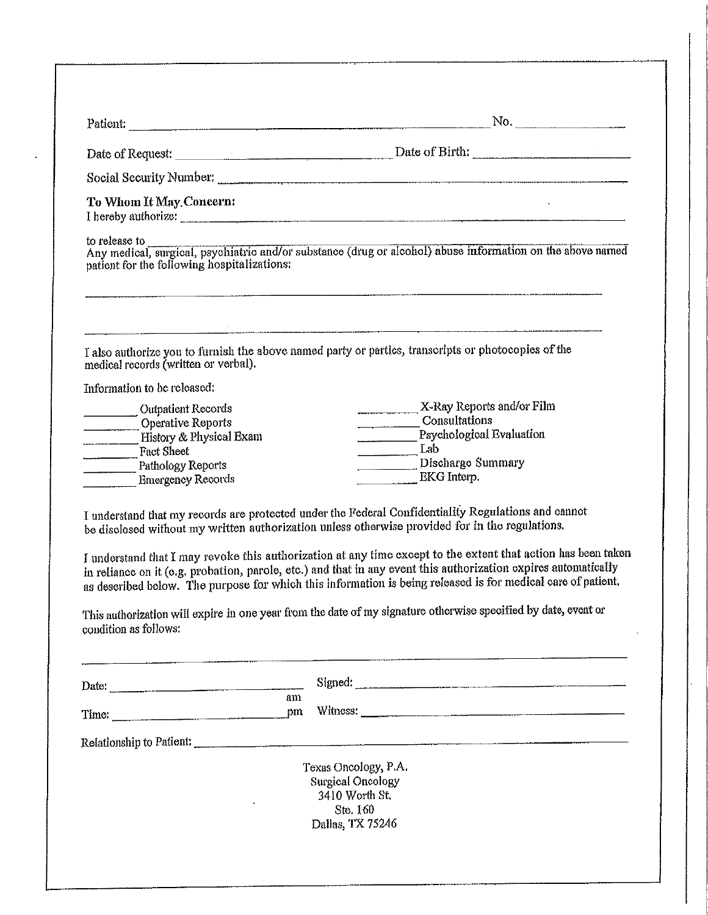Patient: ______________________________________________ No. ______________

Date of Request: ____________________________ Date of Birth: ____________________

Social Security Number: ______________________________________________

**To Whom It May Concern:**

I hereby authorize: ______________________________________________

to release to ______________________________________________

Any medical, surgical, psychiatric and/or substance (drug or alcohol) abuse information on the above named patient for the following hospitalizations:

______________________________________________

______________________________________________

I also authorize you to furnish the above named party or parties, transcripts or photocopies of the medical records (written or verbal).

Information to be released:

| | |
|---|---|
| ________ Outpatient Records | ________ X-Ray Reports and/or Film |
| ________ Operative Reports | ________ Consultations |
| ________ History & Physical Exam | ________ Psychological Evaluation |
| ________ Fact Sheet | ________ Lab |
| ________ Pathology Reports | ________ Discharge Summary |
| ________ Emergency Records | ________ EKG Interp. |

I understand that my records are protected under the Federal Confidentiality Regulations and cannot be disclosed without my written authorization unless otherwise provided for in the regulations.

I understand that I may revoke this authorization at any time except to the extent that action has been taken in reliance on it (e.g. probation, parole, etc.) and that in any event this authorization expires automatically as described below. The purpose for which this information is being released is for medical care of patient.

This authorization will expire in one year from the date of my signature otherwise specified by date, event or condition as follows:

______________________________________________

Date: ____________________ Signed: ____________________________

Time: ____________________ am/pm Witness: ____________________________

Relationship to Patient: ______________________________________________

Texas Oncology, P.A.
Surgical Oncology
3410 Worth St.
Ste. 160
Dallas, TX 75246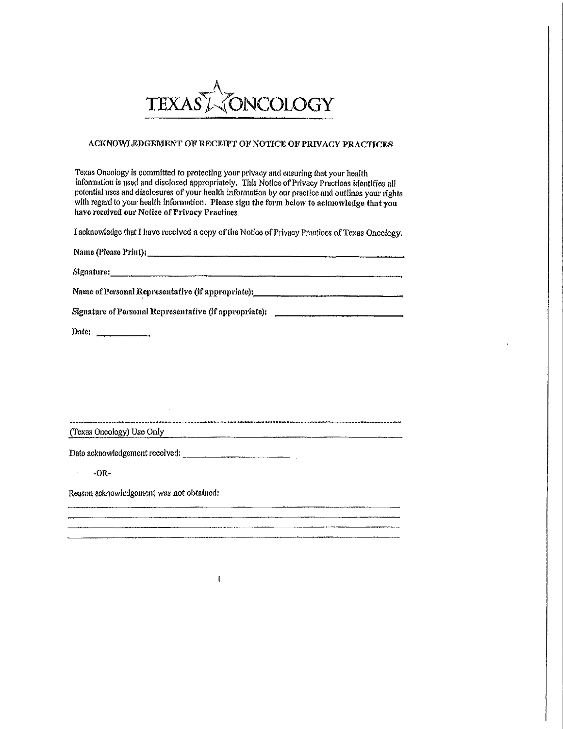# TEXAS ONCOLOGY

## ACKNOWLEDGEMENT OF RECEIPT OF NOTICE OF PRIVACY PRACTICES

Texas Oncology is committed to protecting your privacy and ensuring that your health information is used and disclosed appropriately. This Notice of Privacy Practices identifies all potential uses and disclosures of your health information by our practice and outlines your rights with regard to your health information. **Please sign the form below to acknowledge that you have received our Notice of Privacy Practices.**

I acknowledge that I have received a copy of the Notice of Privacy Practices of Texas Oncology.

**Name (Please Print):** \_\_\_\_\_\_\_\_\_\_\_\_\_\_\_\_\_\_\_\_\_\_\_\_\_\_\_\_\_\_\_\_\_\_\_\_\_\_\_\_\_\_\_\_

**Signature:** \_\_\_\_\_\_\_\_\_\_\_\_\_\_\_\_\_\_\_\_\_\_\_\_\_\_\_\_\_\_\_\_\_\_\_\_\_\_\_\_\_\_\_\_\_\_\_\_\_\_

**Name of Personal Representative (if appropriate):** \_\_\_\_\_\_\_\_\_\_\_\_\_\_\_\_\_\_\_\_\_\_\_\_

**Signature of Personal Representative (if appropriate):** \_\_\_\_\_\_\_\_\_\_\_\_\_\_\_\_\_\_\_\_

**Date:** \_\_\_\_\_\_\_\_\_\_

---

(Texas Oncology) Use Only

Date acknowledgement received: \_\_\_\_\_\_\_\_\_\_\_\_\_\_\_\_\_\_\_\_

-OR-

Reason acknowledgement was not obtained:

\_\_\_\_\_\_\_\_\_\_\_\_\_\_\_\_\_\_\_\_\_\_\_\_\_\_\_\_\_\_\_\_\_\_\_\_\_\_\_\_\_\_\_\_\_\_\_\_\_\_\_\_\_\_\_\_\_\_\_\_

\_\_\_\_\_\_\_\_\_\_\_\_\_\_\_\_\_\_\_\_\_\_\_\_\_\_\_\_\_\_\_\_\_\_\_\_\_\_\_\_\_\_\_\_\_\_\_\_\_\_\_\_\_\_\_\_\_\_\_\_

\_\_\_\_\_\_\_\_\_\_\_\_\_\_\_\_\_\_\_\_\_\_\_\_\_\_\_\_\_\_\_\_\_\_\_\_\_\_\_\_\_\_\_\_\_\_\_\_\_\_\_\_\_\_\_\_\_\_\_\_

\_\_\_\_\_\_\_\_\_\_\_\_\_\_\_\_\_\_\_\_\_\_\_\_\_\_\_\_\_\_\_\_\_\_\_\_\_\_\_\_\_\_\_\_\_\_\_\_\_\_\_\_\_\_\_\_\_\_\_\_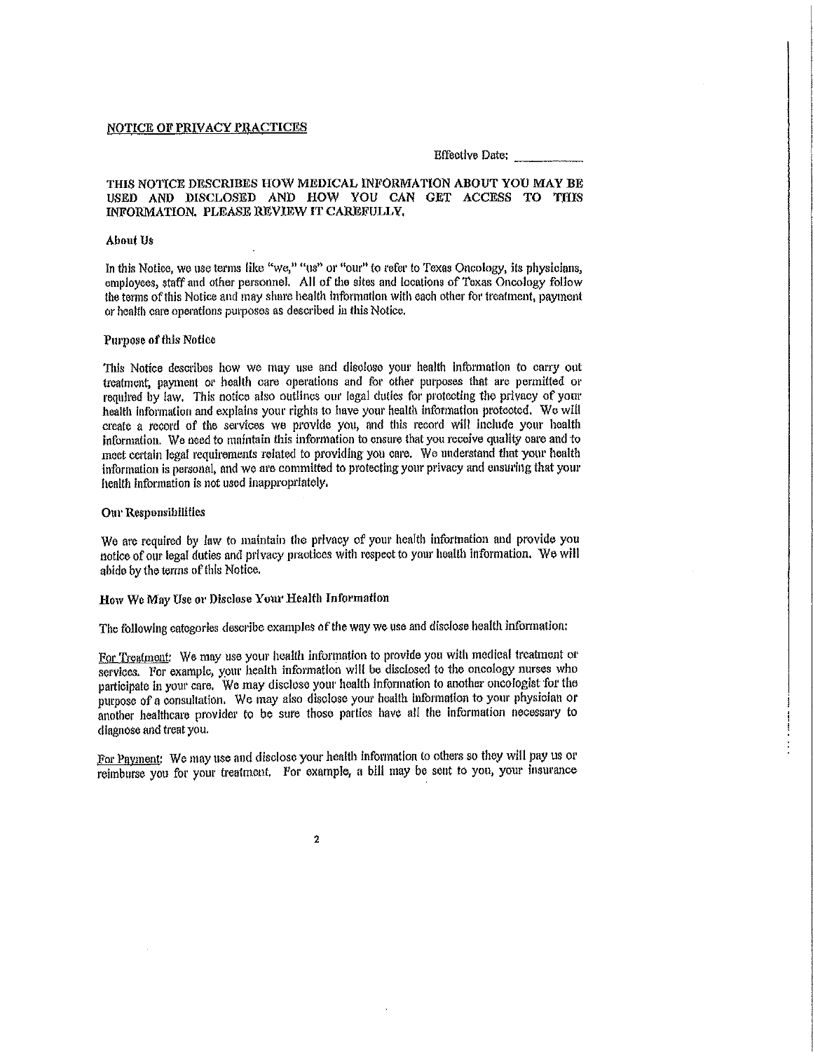## NOTICE OF PRIVACY PRACTICES

Effective Date: ___________

**THIS NOTICE DESCRIBES HOW MEDICAL INFORMATION ABOUT YOU MAY BE USED AND DISCLOSED AND HOW YOU CAN GET ACCESS TO THIS INFORMATION. PLEASE REVIEW IT CAREFULLY.**

### About Us

In this Notice, we use terms like "we," "us" or "our" to refer to Texas Oncology, its physicians, employees, staff and other personnel. All of the sites and locations of Texas Oncology follow the terms of this Notice and may share health information with each other for treatment, payment or health care operations purposes as described in this Notice.

### Purpose of this Notice

This Notice describes how we may use and disclose your health information to carry out treatment, payment or health care operations and for other purposes that are permitted or required by law. This notice also outlines our legal duties for protecting the privacy of your health information and explains your rights to have your health information protected. We will create a record of the services we provide you, and this record will include your health information. We need to maintain this information to ensure that you receive quality care and to meet certain legal requirements related to providing you care. We understand that your health information is personal, and we are committed to protecting your privacy and ensuring that your health information is not used inappropriately.

### Our Responsibilities

We are required by law to maintain the privacy of your health information and provide you notice of our legal duties and privacy practices with respect to your health information. We will abide by the terms of this Notice.

### How We May Use or Disclose Your Health Information

The following categories describe examples of the way we use and disclose health information:

For Treatment: We may use your health information to provide you with medical treatment or services. For example, your health information will be disclosed to the oncology nurses who participate in your care. We may disclose your health information to another oncologist for the purpose of a consultation. We may also disclose your health information to your physician or another healthcare provider to be sure those parties have all the information necessary to diagnose and treat you.

For Payment: We may use and disclose your health information to others so they will pay us or reimburse you for your treatment. For example, a bill may be sent to you, your insurance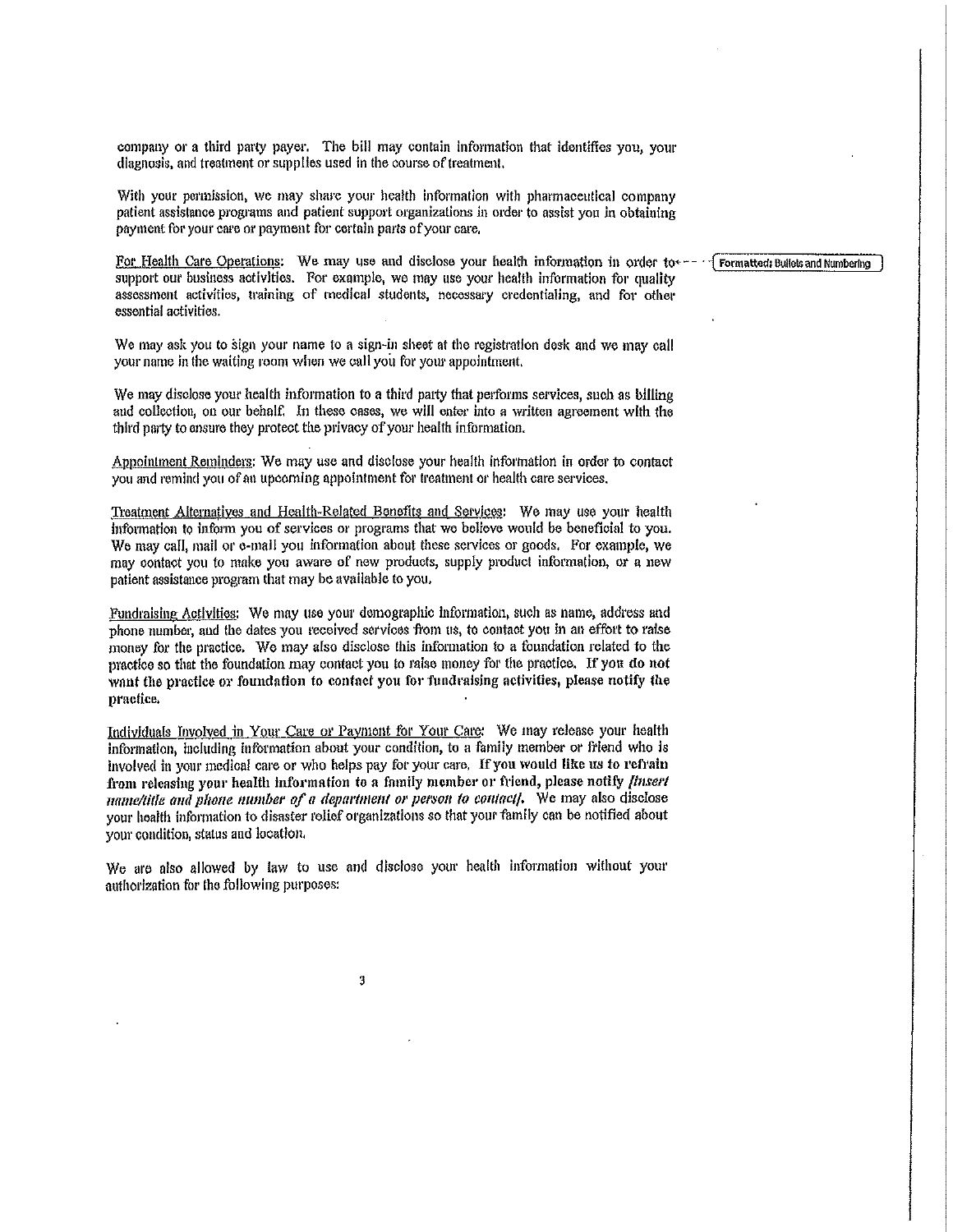company or a third party payer. The bill may contain information that identifies you, your diagnosis, and treatment or supplies used in the course of treatment.

With your permission, we may share your health information with pharmaceutical company patient assistance programs and patient support organizations in order to assist you in obtaining payment for your care or payment for certain parts of your care.

For Health Care Operations: We may use and disclose your health information in order to support our business activities. For example, we may use your health information for quality assessment activities, training of medical students, necessary credentialing, and for other essential activities.

We may ask you to sign your name to a sign-in sheet at the registration desk and we may call your name in the waiting room when we call you for your appointment.

We may disclose your health information to a third party that performs services, such as billing and collection, on our behalf. In these cases, we will enter into a written agreement with the third party to ensure they protect the privacy of your health information.

Appointment Reminders: We may use and disclose your health information in order to contact you and remind you of an upcoming appointment for treatment or health care services.

Treatment Alternatives and Health-Related Benefits and Services: We may use your health information to inform you of services or programs that we believe would be beneficial to you. We may call, mail or e-mail you information about these services or goods. For example, we may contact you to make you aware of new products, supply product information, or a new patient assistance program that may be available to you.

Fundraising Activities: We may use your demographic information, such as name, address and phone number, and the dates you received services from us, to contact you in an effort to raise money for the practice. We may also disclose this information to a foundation related to the practice so that the foundation may contact you to raise money for the practice. **If you do not want the practice or foundation to contact you for fundraising activities, please notify the practice.**

Individuals Involved in Your Care or Payment for Your Care: We may release your health information, including information about your condition, to a family member or friend who is involved in your medical care or who helps pay for your care. **If you would like us to refrain from releasing your health information to a family member or friend, please notify** ***[insert name/title and phone number of a department or person to contact].*** We may also disclose your health information to disaster relief organizations so that your family can be notified about your condition, status and location.

We are also allowed by law to use and disclose your health information without your authorization for the following purposes: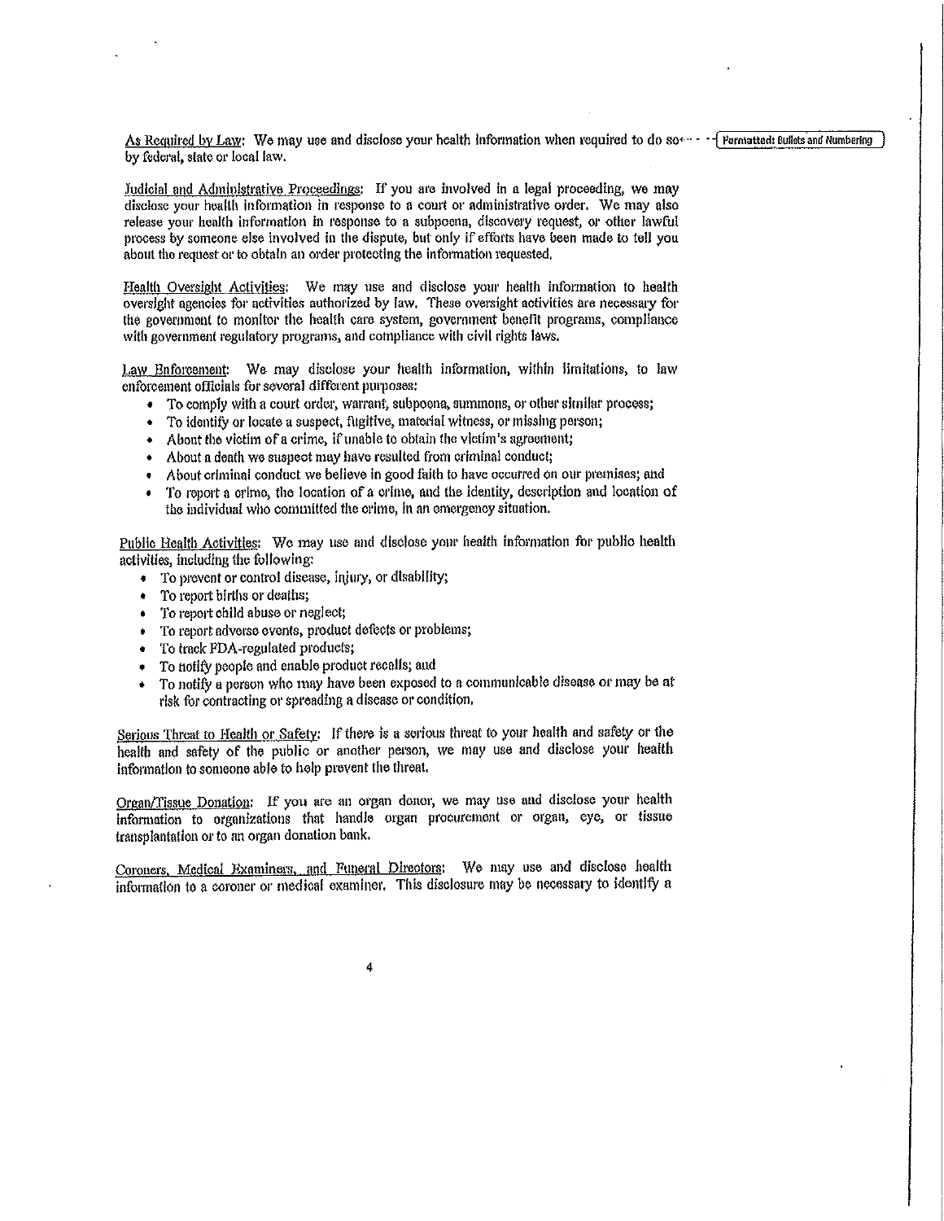As Required by Law: We may use and disclose your health information when required to do so by federal, state or local law.

Judicial and Administrative Proceedings: If you are involved in a legal proceeding, we may disclose your health information in response to a court or administrative order. We may also release your health information in response to a subpoena, discovery request, or other lawful process by someone else involved in the dispute, but only if efforts have been made to tell you about the request or to obtain an order protecting the information requested.

Health Oversight Activities: We may use and disclose your health information to health oversight agencies for activities authorized by law. These oversight activities are necessary for the government to monitor the health care system, government benefit programs, compliance with government regulatory programs, and compliance with civil rights laws.

Law Enforcement: We may disclose your health information, within limitations, to law enforcement officials for several different purposes:

- To comply with a court order, warrant, subpoena, summons, or other similar process;
- To identify or locate a suspect, fugitive, material witness, or missing person;
- About the victim of a crime, if unable to obtain the victim's agreement;
- About a death we suspect may have resulted from criminal conduct;
- About criminal conduct we believe in good faith to have occurred on our premises; and
- To report a crime, the location of a crime, and the identity, description and location of the individual who committed the crime, in an emergency situation.

Public Health Activities: We may use and disclose your health information for public health activities, including the following:

- To prevent or control disease, injury, or disability;
- To report births or deaths;
- To report child abuse or neglect;
- To report adverse events, product defects or problems;
- To track FDA-regulated products;
- To notify people and enable product recalls; and
- To notify a person who may have been exposed to a communicable disease or may be at risk for contracting or spreading a disease or condition.

Serious Threat to Health or Safety: If there is a serious threat to your health and safety or the health and safety of the public or another person, we may use and disclose your health information to someone able to help prevent the threat.

Organ/Tissue Donation: If you are an organ donor, we may use and disclose your health information to organizations that handle organ procurement or organ, eye, or tissue transplantation or to an organ donation bank.

Coroners, Medical Examiners, and Funeral Directors: We may use and disclose health information to a coroner or medical examiner. This disclosure may be necessary to identify a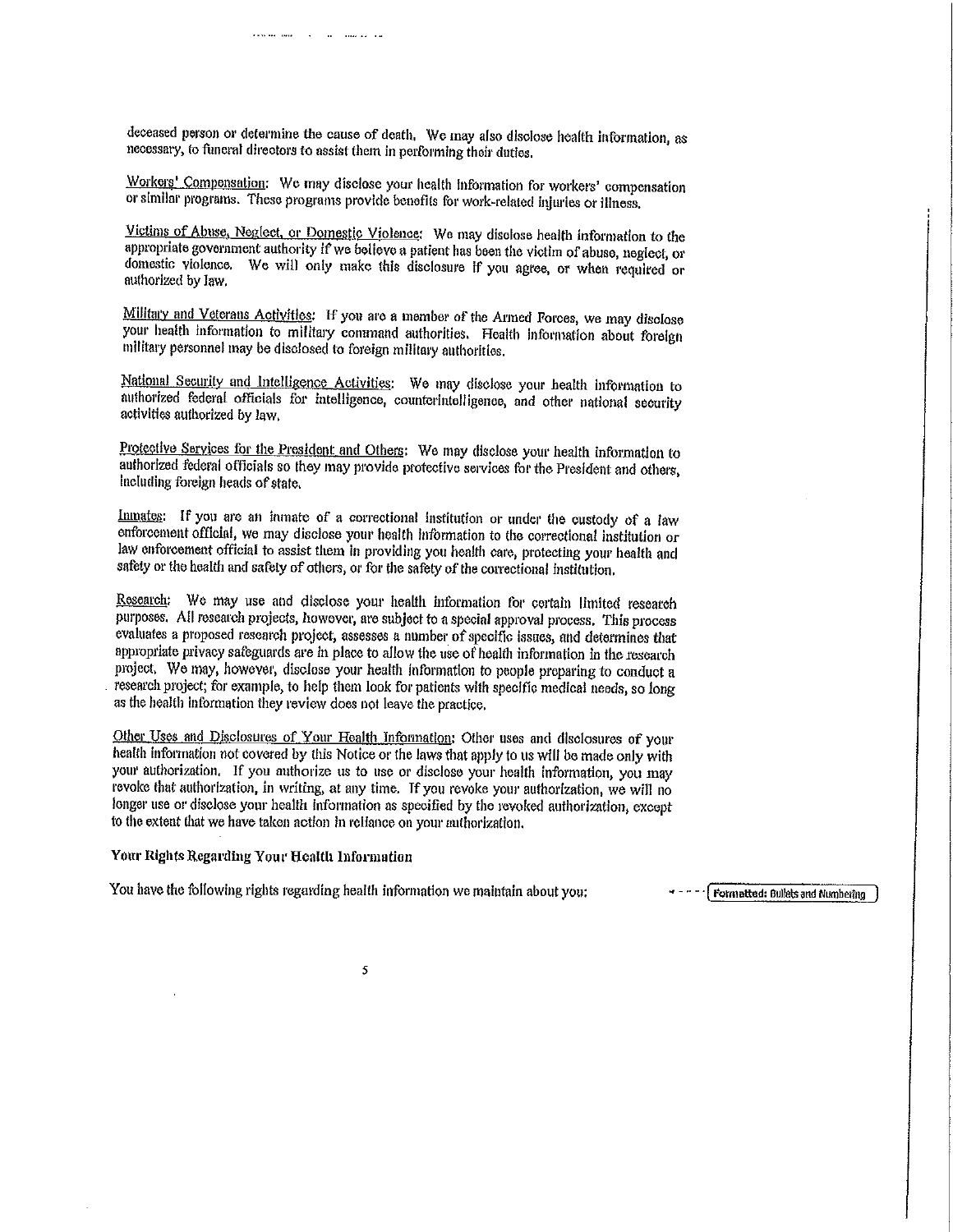deceased person or determine the cause of death. We may also disclose health information, as necessary, to funeral directors to assist them in performing their duties.

Workers' Compensation: We may disclose your health information for workers' compensation or similar programs. These programs provide benefits for work-related injuries or illness.

Victims of Abuse, Neglect, or Domestic Violence: We may disclose health information to the appropriate government authority if we believe a patient has been the victim of abuse, neglect, or domestic violence. We will only make this disclosure if you agree, or when required or authorized by law.

Military and Veterans Activities: If you are a member of the Armed Forces, we may disclose your health information to military command authorities. Health information about foreign military personnel may be disclosed to foreign military authorities.

National Security and Intelligence Activities: We may disclose your health information to authorized federal officials for intelligence, counterintelligence, and other national security activities authorized by law.

Protective Services for the President and Others: We may disclose your health information to authorized federal officials so they may provide protective services for the President and others, including foreign heads of state.

Inmates: If you are an inmate of a correctional institution or under the custody of a law enforcement official, we may disclose your health information to the correctional institution or law enforcement official to assist them in providing you health care, protecting your health and safety or the health and safety of others, or for the safety of the correctional institution.

Research: We may use and disclose your health information for certain limited research purposes. All research projects, however, are subject to a special approval process. This process evaluates a proposed research project, assesses a number of specific issues, and determines that appropriate privacy safeguards are in place to allow the use of health information in the research project. We may, however, disclose your health information to people preparing to conduct a research project; for example, to help them look for patients with specific medical needs, so long as the health information they review does not leave the practice.

Other Uses and Disclosures of Your Health Information: Other uses and disclosures of your health information not covered by this Notice or the laws that apply to us will be made only with your authorization. If you authorize us to use or disclose your health information, you may revoke that authorization, in writing, at any time. If you revoke your authorization, we will no longer use or disclose your health information as specified by the revoked authorization, except to the extent that we have taken action in reliance on your authorization.

**Your Rights Regarding Your Health Information**

You have the following rights regarding health information we maintain about you:

Formatted: Bullets and Numbering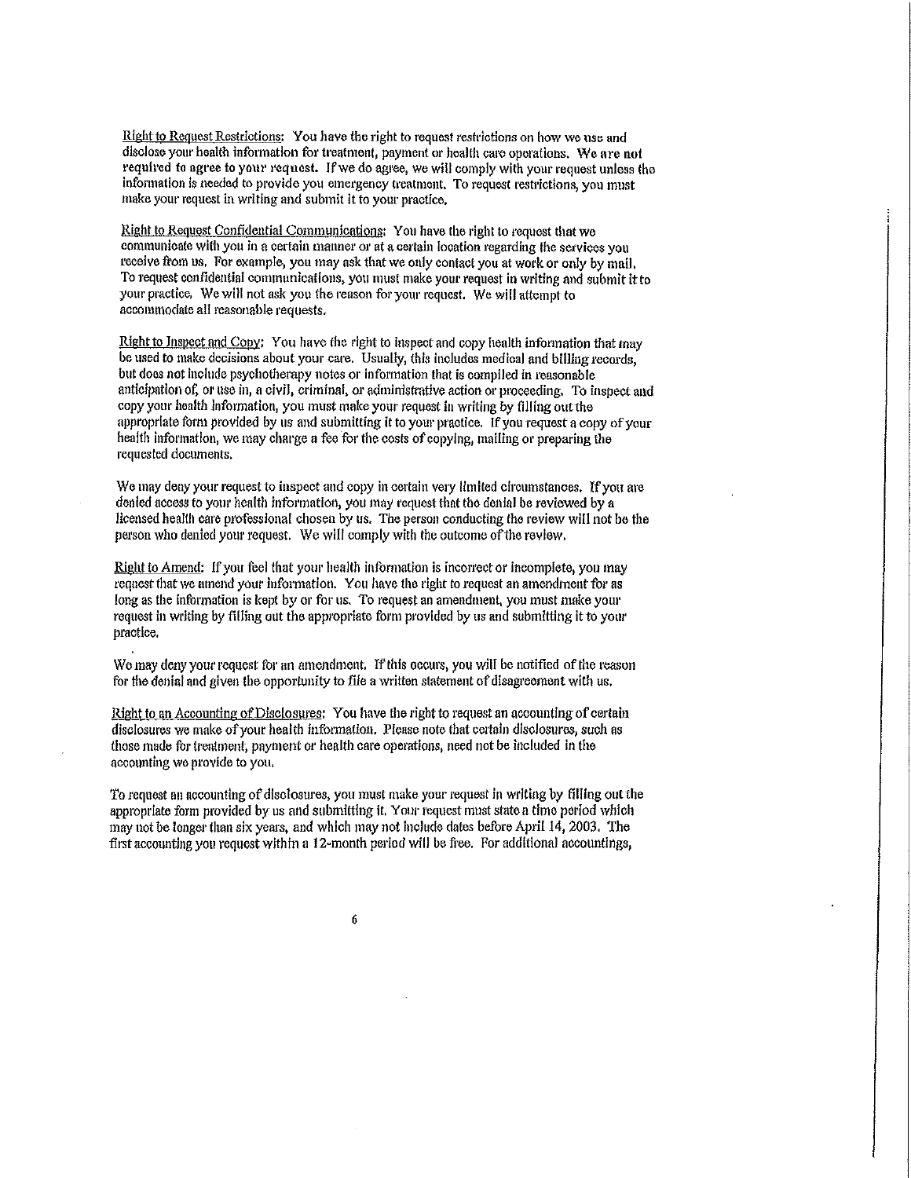Right to Request Restrictions: You have the right to request restrictions on how we use and disclose your health information for treatment, payment or health care operations. We are not required to agree to your request. If we do agree, we will comply with your request unless the information is needed to provide you emergency treatment. To request restrictions, you must make your request in writing and submit it to your practice.

Right to Request Confidential Communications: You have the right to request that we communicate with you in a certain manner or at a certain location regarding the services you receive from us. For example, you may ask that we only contact you at work or only by mail. To request confidential communications, you must make your request in writing and submit it to your practice. We will not ask you the reason for your request. We will attempt to accommodate all reasonable requests.

Right to Inspect and Copy: You have the right to inspect and copy health information that may be used to make decisions about your care. Usually, this includes medical and billing records, but does not include psychotherapy notes or information that is compiled in reasonable anticipation of, or use in, a civil, criminal, or administrative action or proceeding. To inspect and copy your health information, you must make your request in writing by filling out the appropriate form provided by us and submitting it to your practice. If you request a copy of your health information, we may charge a fee for the costs of copying, mailing or preparing the requested documents.

We may deny your request to inspect and copy in certain very limited circumstances. If you are denied access to your health information, you may request that the denial be reviewed by a licensed health care professional chosen by us. The person conducting the review will not be the person who denied your request. We will comply with the outcome of the review.

Right to Amend: If you feel that your health information is incorrect or incomplete, you may request that we amend your information. You have the right to request an amendment for as long as the information is kept by or for us. To request an amendment, you must make your request in writing by filling out the appropriate form provided by us and submitting it to your practice.

We may deny your request for an amendment. If this occurs, you will be notified of the reason for the denial and given the opportunity to file a written statement of disagreement with us.

Right to an Accounting of Disclosures: You have the right to request an accounting of certain disclosures we make of your health information. Please note that certain disclosures, such as those made for treatment, payment or health care operations, need not be included in the accounting we provide to you.

To request an accounting of disclosures, you must make your request in writing by filling out the appropriate form provided by us and submitting it. Your request must state a time period which may not be longer than six years, and which may not include dates before April 14, 2003. The first accounting you request within a 12-month period will be free. For additional accountings,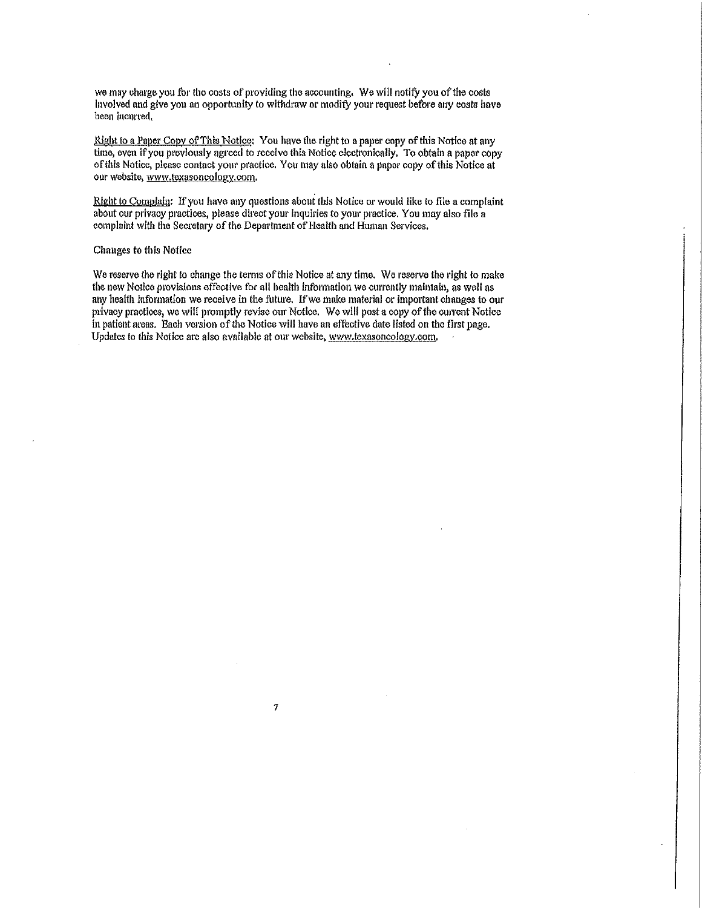we may charge you for the costs of providing the accounting. We will notify you of the costs involved and give you an opportunity to withdraw or modify your request before any costs have been incurred.

Right to a Paper Copy of This Notice: You have the right to a paper copy of this Notice at any time, even if you previously agreed to receive this Notice electronically. To obtain a paper copy of this Notice, please contact your practice. You may also obtain a paper copy of this Notice at our website, www.texasoncology.com.

Right to Complain: If you have any questions about this Notice or would like to file a complaint about our privacy practices, please direct your inquiries to your practice. You may also file a complaint with the Secretary of the Department of Health and Human Services.

Changes to this Notice

We reserve the right to change the terms of this Notice at any time. We reserve the right to make the new Notice provisions effective for all health information we currently maintain, as well as any health information we receive in the future. If we make material or important changes to our privacy practices, we will promptly revise our Notice. We will post a copy of the current Notice in patient areas. Each version of the Notice will have an effective date listed on the first page. Updates to this Notice are also available at our website, www.texasoncology.com.